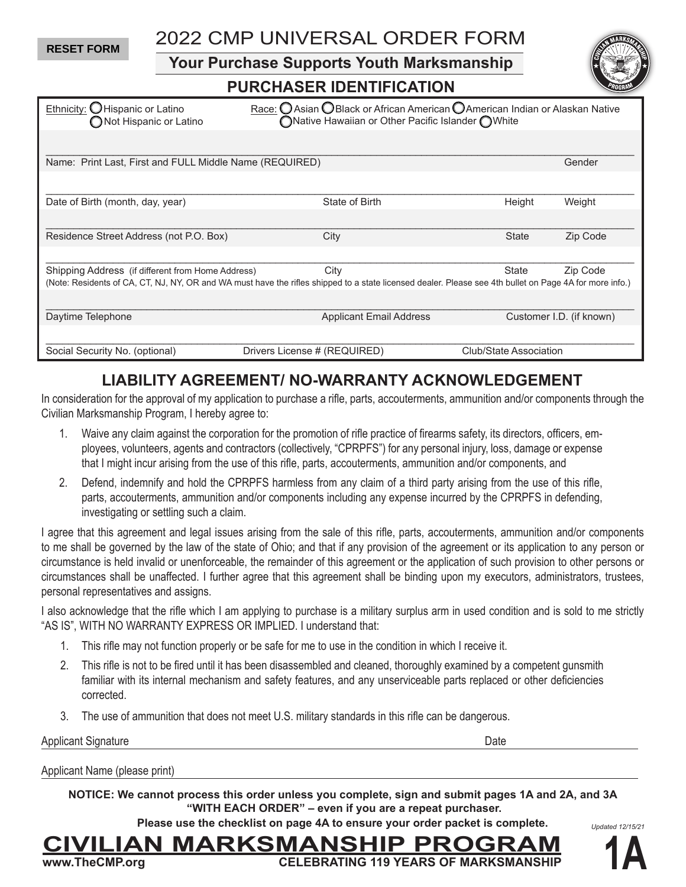RESET FORM

# 2022 CMP UNIVERSAL ORDER FORM

**Your Purchase Supports Youth Marksmanship**

## PURCHASER IDENTIFICATION

Ethnicity: ◯ Hispanic or Latino ◯ Not Hispanic or Latino

Race: ◯ Asian ◯ Black or African American ◯ American Indian or Alaskan Native ◯ Native Hawaiian or Other Pacific Islander ◯ White

| | | | |
|---|---|---|---|
| Name: Print Last, First and FULL Middle Name (REQUIRED) | | | Gender |
| Date of Birth (month, day, year) | State of Birth | Height | Weight |
| Residence Street Address (not P.O. Box) | City | State | Zip Code |
| Shipping Address (if different from Home Address) | City | State | Zip Code |

(Note: Residents of CA, CT, NJ, NY, OR and WA must have the rifles shipped to a state licensed dealer. Please see 4th bullet on Page 4A for more info.)

| | | |
|---|---|---|
| Daytime Telephone | Applicant Email Address | Customer I.D. (if known) |
| Social Security No. (optional) | Drivers License # (REQUIRED) | Club/State Association |

## LIABILITY AGREEMENT/ NO-WARRANTY ACKNOWLEDGEMENT

In consideration for the approval of my application to purchase a rifle, parts, accouterments, ammunition and/or components through the Civilian Marksmanship Program, I hereby agree to:

1. Waive any claim against the corporation for the promotion of rifle practice of firearms safety, its directors, officers, employees, volunteers, agents and contractors (collectively, "CPRPFS") for any personal injury, loss, damage or expense that I might incur arising from the use of this rifle, parts, accouterments, ammunition and/or components, and
2. Defend, indemnify and hold the CPRPFS harmless from any claim of a third party arising from the use of this rifle, parts, accouterments, ammunition and/or components including any expense incurred by the CPRPFS in defending, investigating or settling such a claim.

I agree that this agreement and legal issues arising from the sale of this rifle, parts, accouterments, ammunition and/or components to me shall be governed by the law of the state of Ohio; and that if any provision of the agreement or its application to any person or circumstance is held invalid or unenforceable, the remainder of this agreement or the application of such provision to other persons or circumstances shall be unaffected. I further agree that this agreement shall be binding upon my executors, administrators, trustees, personal representatives and assigns.

I also acknowledge that the rifle which I am applying to purchase is a military surplus arm in used condition and is sold to me strictly "AS IS", WITH NO WARRANTY EXPRESS OR IMPLIED. I understand that:

1. This rifle may not function properly or be safe for me to use in the condition in which I receive it.
2. This rifle is not to be fired until it has been disassembled and cleaned, thoroughly examined by a competent gunsmith familiar with its internal mechanism and safety features, and any unserviceable parts replaced or other deficiencies corrected.
3. The use of ammunition that does not meet U.S. military standards in this rifle can be dangerous.

Applicant Signature ______________________________ Date ______________

Applicant Name (please print) ______________________________

**NOTICE: We cannot process this order unless you complete, sign and submit pages 1A and 2A, and 3A "WITH EACH ORDER" – even if you are a repeat purchaser.**

**Please use the checklist on page 4A to ensure your order packet is complete.**

*Updated 12/15/21*

**CIVILIAN MARKSMANSHIP PROGRAM**

**www.TheCMP.org** **CELEBRATING 119 YEARS OF MARKSMANSHIP**

**1A**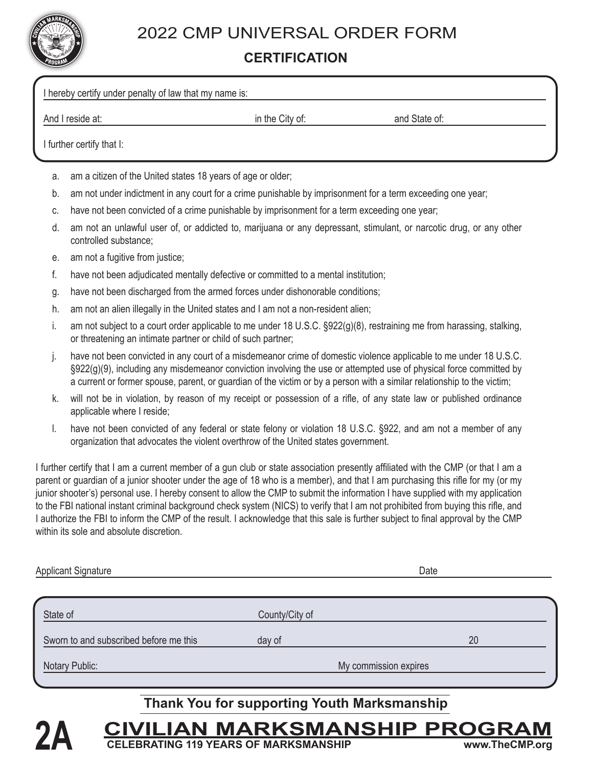# 2022 CMP UNIVERSAL ORDER FORM

## CERTIFICATION

I hereby certify under penalty of law that my name is: \_\_\_\_\_\_\_\_\_\_\_\_\_\_\_\_\_\_\_\_

And I reside at: \_\_\_\_\_\_\_\_\_\_\_\_\_\_\_\_\_\_\_\_ in the City of: \_\_\_\_\_\_\_\_\_\_\_\_\_\_\_\_\_\_\_\_ and State of: \_\_\_\_\_\_\_\_\_\_\_\_\_\_\_\_\_\_\_\_

I further certify that I:

a. am a citizen of the United states 18 years of age or older;

b. am not under indictment in any court for a crime punishable by imprisonment for a term exceeding one year;

c. have not been convicted of a crime punishable by imprisonment for a term exceeding one year;

d. am not an unlawful user of, or addicted to, marijuana or any depressant, stimulant, or narcotic drug, or any other controlled substance;

e. am not a fugitive from justice;

f. have not been adjudicated mentally defective or committed to a mental institution;

g. have not been discharged from the armed forces under dishonorable conditions;

h. am not an alien illegally in the United states and I am not a non-resident alien;

i. am not subject to a court order applicable to me under 18 U.S.C. §922(g)(8), restraining me from harassing, stalking, or threatening an intimate partner or child of such partner;

j. have not been convicted in any court of a misdemeanor crime of domestic violence applicable to me under 18 U.S.C. §922(g)(9), including any misdemeanor conviction involving the use or attempted use of physical force committed by a current or former spouse, parent, or guardian of the victim or by a person with a similar relationship to the victim;

k. will not be in violation, by reason of my receipt or possession of a rifle, of any state law or published ordinance applicable where I reside;

l. have not been convicted of any federal or state felony or violation 18 U.S.C. §922, and am not a member of any organization that advocates the violent overthrow of the United states government.

I further certify that I am a current member of a gun club or state association presently affiliated with the CMP (or that I am a parent or guardian of a junior shooter under the age of 18 who is a member), and that I am purchasing this rifle for my (or my junior shooter's) personal use. I hereby consent to allow the CMP to submit the information I have supplied with my application to the FBI national instant criminal background check system (NICS) to verify that I am not prohibited from buying this rifle, and I authorize the FBI to inform the CMP of the result. I acknowledge that this sale is further subject to final approval by the CMP within its sole and absolute discretion.

Applicant Signature \_\_\_\_\_\_\_\_\_\_\_\_\_\_\_\_\_\_\_\_ Date \_\_\_\_\_\_\_\_\_\_

State of \_\_\_\_\_\_\_\_\_\_\_\_\_\_\_\_\_\_\_\_ County/City of \_\_\_\_\_\_\_\_\_\_\_\_\_\_\_\_\_\_\_\_

Sworn to and subscribed before me this \_\_\_\_\_\_\_\_\_\_ day of \_\_\_\_\_\_\_\_\_\_\_\_\_\_\_\_\_\_\_\_ 20 \_\_\_\_\_\_

Notary Public: \_\_\_\_\_\_\_\_\_\_\_\_\_\_\_\_\_\_\_\_ My commission expires \_\_\_\_\_\_\_\_\_\_\_\_\_\_\_\_\_\_\_\_

**Thank You for supporting Youth Marksmanship**

**2A**

**CIVILIAN MARKSMANSHIP PROGRAM**

**CELEBRATING 119 YEARS OF MARKSMANSHIP** **www.TheCMP.org**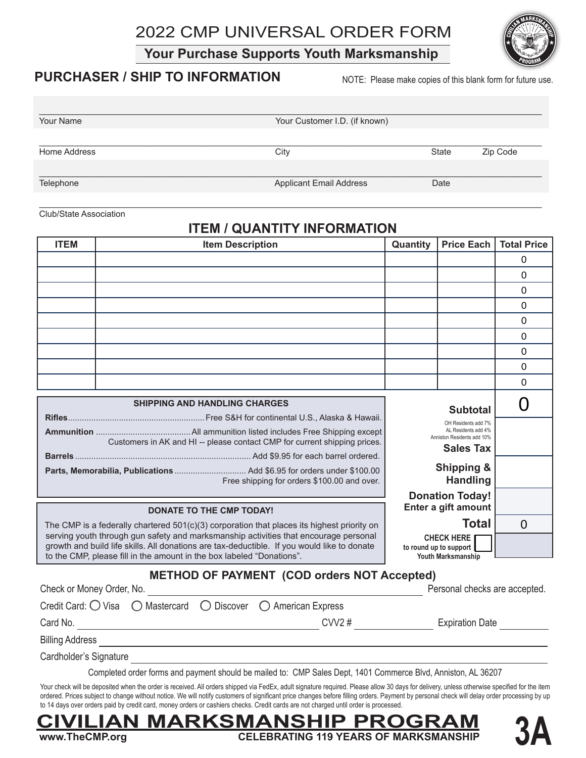# 2022 CMP UNIVERSAL ORDER FORM

**Your Purchase Supports Youth Marksmanship**

## PURCHASER / SHIP TO INFORMATION

NOTE: Please make copies of this blank form for future use.

Your Name ____________________ Your Customer I.D. (if known) ____________________

Home Address ____________________ City ____________________ State ______ Zip Code ______

Telephone ____________________ Applicant Email Address ____________________ Date ______

Club/State Association ____________________

## ITEM / QUANTITY INFORMATION

| ITEM | Item Description | Quantity | Price Each | Total Price |
|---|---|---|---|---|
| | | | | 0 |
| | | | | 0 |
| | | | | 0 |
| | | | | 0 |
| | | | | 0 |
| | | | | 0 |
| | | | | 0 |
| | | | | 0 |
| | | | | 0 |

**SHIPPING AND HANDLING CHARGES**

**Rifles**..........Free S&H for continental U.S., Alaska & Hawaii.

**Ammunition**..........All ammunition listed includes Free Shipping except Customers in AK and HI -- please contact CMP for current shipping prices.

**Barrels**..........Add $9.95 for each barrel ordered.

**Parts, Memorabilia, Publications**..........Add $6.95 for orders under $100.00 Free shipping for orders $100.00 and over.

| | |
|---|---|
| **Subtotal** | 0 |
| **Sales Tax** (OH Residents add 7%, AL Residents add 4%, Anniston Residents add 10%) | |
| **Shipping & Handling** | |
| **Donation Today! Enter a gift amount** | |
| **Total** | 0 |
| **CHECK HERE** ☐ **to round up to support Youth Marksmanship** | |

**DONATE TO THE CMP TODAY!**

The CMP is a federally chartered 501(c)(3) corporation that places its highest priority on serving youth through gun safety and marksmanship activities that encourage personal growth and build life skills. All donations are tax-deductible. If you would like to donate to the CMP, please fill in the amount in the box labeled "Donations".

### METHOD OF PAYMENT (COD orders NOT Accepted)

Check or Money Order, No. ____________________ Personal checks are accepted.

Credit Card: ○ Visa ○ Mastercard ○ Discover ○ American Express

Card No. ____________________ CVV2 # ______ Expiration Date ______

Billing Address ____________________

Cardholder's Signature ____________________

Completed order forms and payment should be mailed to: CMP Sales Dept, 1401 Commerce Blvd, Anniston, AL 36207

Your check will be deposited when the order is received. All orders shipped via FedEx, adult signature required. Please allow 30 days for delivery, unless otherwise specified for the item ordered. Prices subject to change without notice. We will notify customers of significant price changes before filling orders. Payment by personal check will delay order processing by up to 14 days over orders paid by credit card, money orders or cashiers checks. Credit cards are not charged until order is processed.

**CIVILIAN MARKSMANSHIP PROGRAM**

**www.TheCMP.org** **CELEBRATING 119 YEARS OF MARKSMANSHIP**

**3A**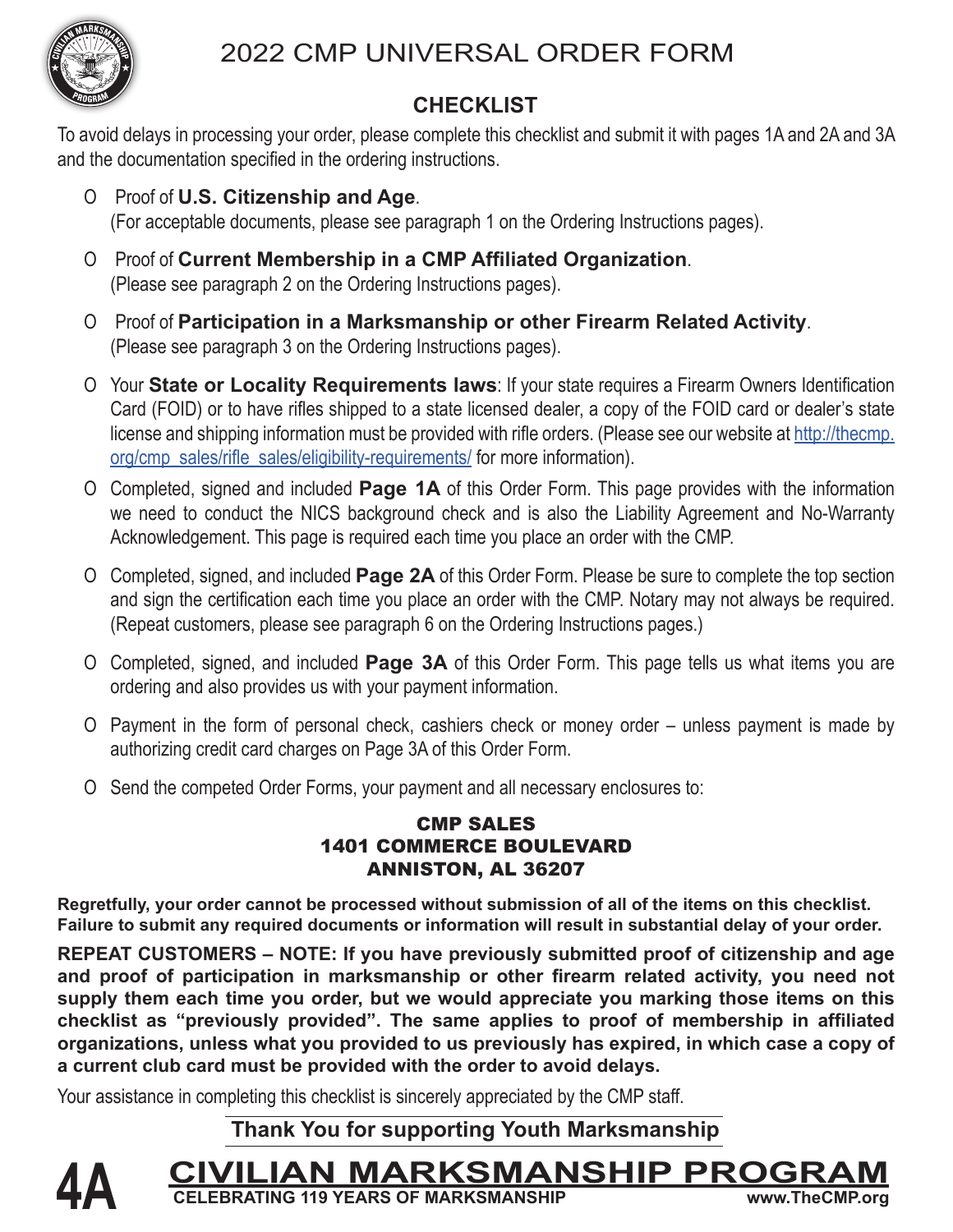# 2022 CMP UNIVERSAL ORDER FORM

## CHECKLIST

To avoid delays in processing your order, please complete this checklist and submit it with pages 1A and 2A and 3A and the documentation specified in the ordering instructions.

- O Proof of **U.S. Citizenship and Age**.
  (For acceptable documents, please see paragraph 1 on the Ordering Instructions pages).
- O Proof of **Current Membership in a CMP Affiliated Organization**.
  (Please see paragraph 2 on the Ordering Instructions pages).
- O Proof of **Participation in a Marksmanship or other Firearm Related Activity**.
  (Please see paragraph 3 on the Ordering Instructions pages).
- O Your **State or Locality Requirements laws**: If your state requires a Firearm Owners Identification Card (FOID) or to have rifles shipped to a state licensed dealer, a copy of the FOID card or dealer's state license and shipping information must be provided with rifle orders. (Please see our website at http://thecmp.org/cmp_sales/rifle_sales/eligibility-requirements/ for more information).
- O Completed, signed and included **Page 1A** of this Order Form. This page provides with the information we need to conduct the NICS background check and is also the Liability Agreement and No-Warranty Acknowledgement. This page is required each time you place an order with the CMP.
- O Completed, signed, and included **Page 2A** of this Order Form. Please be sure to complete the top section and sign the certification each time you place an order with the CMP. Notary may not always be required. (Repeat customers, please see paragraph 6 on the Ordering Instructions pages.)
- O Completed, signed, and included **Page 3A** of this Order Form. This page tells us what items you are ordering and also provides us with your payment information.
- O Payment in the form of personal check, cashiers check or money order – unless payment is made by authorizing credit card charges on Page 3A of this Order Form.
- O Send the competed Order Forms, your payment and all necessary enclosures to:

**CMP SALES**
**1401 COMMERCE BOULEVARD**
**ANNISTON, AL 36207**

**Regretfully, your order cannot be processed without submission of all of the items on this checklist. Failure to submit any required documents or information will result in substantial delay of your order.**

**REPEAT CUSTOMERS – NOTE: If you have previously submitted proof of citizenship and age and proof of participation in marksmanship or other firearm related activity, you need not supply them each time you order, but we would appreciate you marking those items on this checklist as "previously provided". The same applies to proof of membership in affiliated organizations, unless what you provided to us previously has expired, in which case a copy of a current club card must be provided with the order to avoid delays.**

Your assistance in completing this checklist is sincerely appreciated by the CMP staff.

**Thank You for supporting Youth Marksmanship**

**4A** **CIVILIAN MARKSMANSHIP PROGRAM**
**CELEBRATING 119 YEARS OF MARKSMANSHIP** **www.TheCMP.org**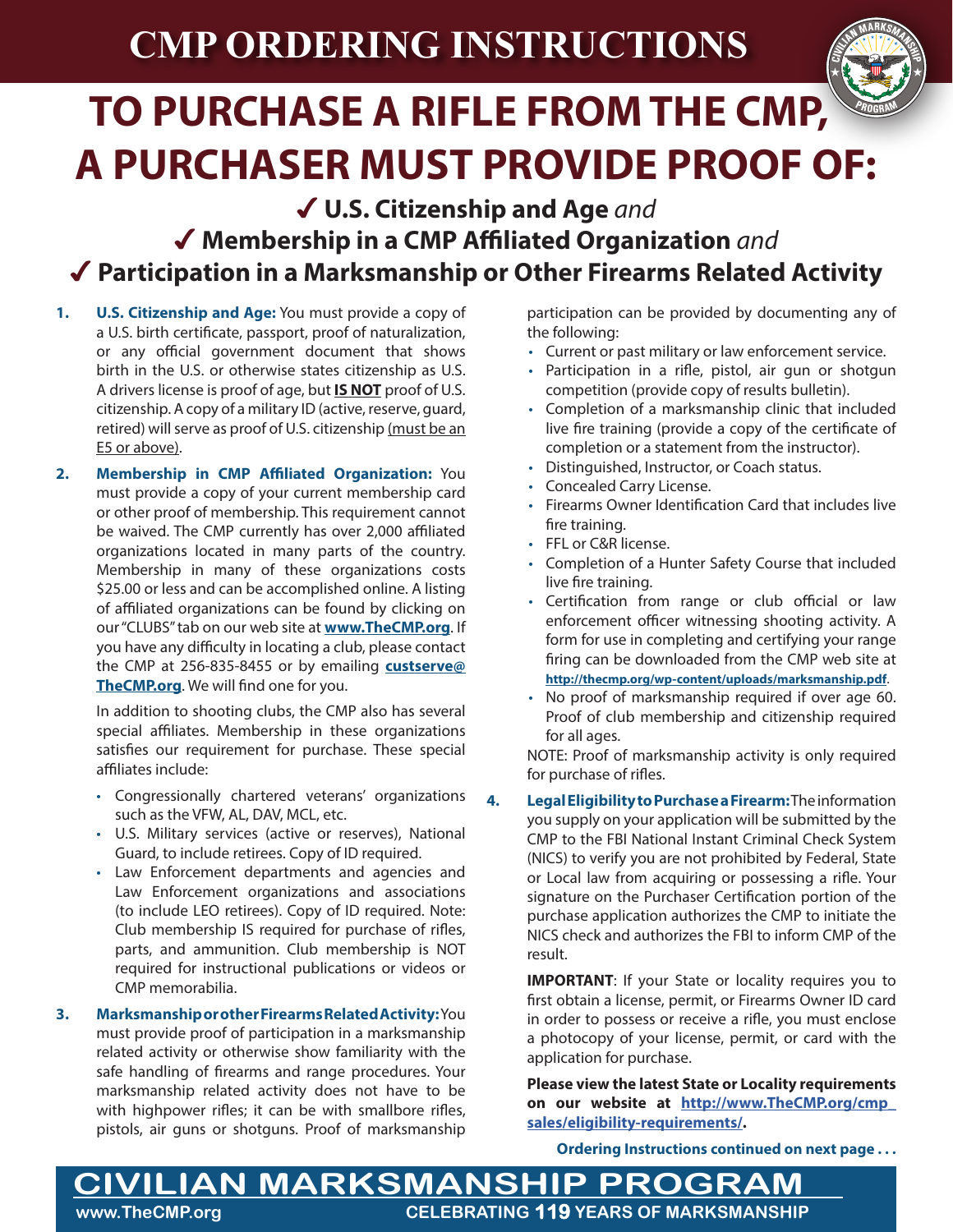# CMP ORDERING INSTRUCTIONS

# TO PURCHASE A RIFLE FROM THE CMP, A PURCHASER MUST PROVIDE PROOF OF:

✔ **U.S. Citizenship and Age** *and*

✔ **Membership in a CMP Affiliated Organization** *and*

✔ **Participation in a Marksmanship or Other Firearms Related Activity**

1. **U.S. Citizenship and Age:** You must provide a copy of a U.S. birth certificate, passport, proof of naturalization, or any official government document that shows birth in the U.S. or otherwise states citizenship as U.S. A drivers license is proof of age, but **IS NOT** proof of U.S. citizenship. A copy of a military ID (active, reserve, guard, retired) will serve as proof of U.S. citizenship (must be an E5 or above).

2. **Membership in CMP Affiliated Organization:** You must provide a copy of your current membership card or other proof of membership. This requirement cannot be waived. The CMP currently has over 2,000 affiliated organizations located in many parts of the country. Membership in many of these organizations costs $25.00 or less and can be accomplished online. A listing of affiliated organizations can be found by clicking on our "CLUBS" tab on our web site at **www.TheCMP.org**. If you have any difficulty in locating a club, please contact the CMP at 256-835-8455 or by emailing **custserve@TheCMP.org**. We will find one for you.

   In addition to shooting clubs, the CMP also has several special affiliates. Membership in these organizations satisfies our requirement for purchase. These special affiliates include:

   - Congressionally chartered veterans' organizations such as the VFW, AL, DAV, MCL, etc.
   - U.S. Military services (active or reserves), National Guard, to include retirees. Copy of ID required.
   - Law Enforcement departments and agencies and Law Enforcement organizations and associations (to include LEO retirees). Copy of ID required. Note: Club membership IS required for purchase of rifles, parts, and ammunition. Club membership is NOT required for instructional publications or videos or CMP memorabilia.

3. **Marksmanship or other Firearms Related Activity:** You must provide proof of participation in a marksmanship related activity or otherwise show familiarity with the safe handling of firearms and range procedures. Your marksmanship related activity does not have to be with highpower rifles; it can be with smallbore rifles, pistols, air guns or shotguns. Proof of marksmanship participation can be provided by documenting any of the following:

   - Current or past military or law enforcement service.
   - Participation in a rifle, pistol, air gun or shotgun competition (provide copy of results bulletin).
   - Completion of a marksmanship clinic that included live fire training (provide a copy of the certificate of completion or a statement from the instructor).
   - Distinguished, Instructor, or Coach status.
   - Concealed Carry License.
   - Firearms Owner Identification Card that includes live fire training.
   - FFL or C&R license.
   - Completion of a Hunter Safety Course that included live fire training.
   - Certification from range or club official or law enforcement officer witnessing shooting activity. A form for use in completing and certifying your range firing can be downloaded from the CMP web site at **http://thecmp.org/wp-content/uploads/marksmanship.pdf**.
   - No proof of marksmanship required if over age 60. Proof of club membership and citizenship required for all ages.

   NOTE: Proof of marksmanship activity is only required for purchase of rifles.

4. **Legal Eligibility to Purchase a Firearm:** The information you supply on your application will be submitted by the CMP to the FBI National Instant Criminal Check System (NICS) to verify you are not prohibited by Federal, State or Local law from acquiring or possessing a rifle. Your signature on the Purchaser Certification portion of the purchase application authorizes the CMP to initiate the NICS check and authorizes the FBI to inform CMP of the result.

   **IMPORTANT**: If your State or locality requires you to first obtain a license, permit, or Firearms Owner ID card in order to possess or receive a rifle, you must enclose a photocopy of your license, permit, or card with the application for purchase.

   **Please view the latest State or Locality requirements on our website at http://www.TheCMP.org/cmp_sales/eligibility-requirements/.**

**Ordering Instructions continued on next page . . .**

**CIVILIAN MARKSMANSHIP PROGRAM**

www.TheCMP.org — CELEBRATING **119** YEARS OF MARKSMANSHIP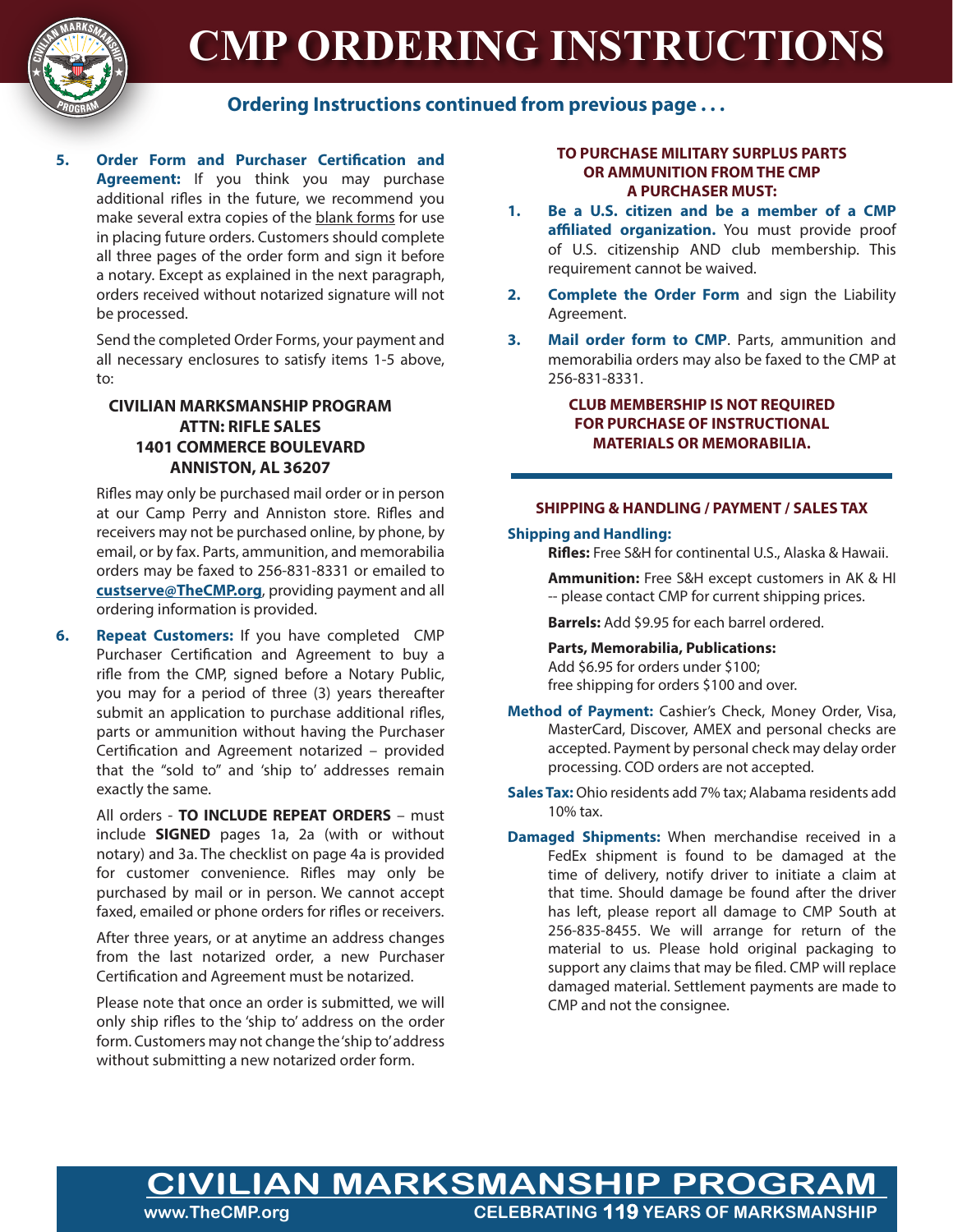# CMP ORDERING INSTRUCTIONS

**Ordering Instructions continued from previous page . . .**

5. **Order Form and Purchaser Certification and Agreement:** If you think you may purchase additional rifles in the future, we recommend you make several extra copies of the blank forms for use in placing future orders. Customers should complete all three pages of the order form and sign it before a notary. Except as explained in the next paragraph, orders received without notarized signature will not be processed.

   Send the completed Order Forms, your payment and all necessary enclosures to satisfy items 1-5 above, to:

   **CIVILIAN MARKSMANSHIP PROGRAM**
   **ATTN: RIFLE SALES**
   **1401 COMMERCE BOULEVARD**
   **ANNISTON, AL 36207**

   Rifles may only be purchased mail order or in person at our Camp Perry and Anniston store. Rifles and receivers may not be purchased online, by phone, by email, or by fax. Parts, ammunition, and memorabilia orders may be faxed to 256-831-8331 or emailed to **custserve@TheCMP.org**, providing payment and all ordering information is provided.

6. **Repeat Customers:** If you have completed CMP Purchaser Certification and Agreement to buy a rifle from the CMP, signed before a Notary Public, you may for a period of three (3) years thereafter submit an application to purchase additional rifles, parts or ammunition without having the Purchaser Certification and Agreement notarized – provided that the "sold to" and 'ship to' addresses remain exactly the same.

   All orders - **TO INCLUDE REPEAT ORDERS** – must include **SIGNED** pages 1a, 2a (with or without notary) and 3a. The checklist on page 4a is provided for customer convenience. Rifles may only be purchased by mail or in person. We cannot accept faxed, emailed or phone orders for rifles or receivers.

   After three years, or at anytime an address changes from the last notarized order, a new Purchaser Certification and Agreement must be notarized.

   Please note that once an order is submitted, we will only ship rifles to the 'ship to' address on the order form. Customers may not change the 'ship to' address without submitting a new notarized order form.

**TO PURCHASE MILITARY SURPLUS PARTS OR AMMUNITION FROM THE CMP A PURCHASER MUST:**

1. **Be a U.S. citizen and be a member of a CMP affiliated organization.** You must provide proof of U.S. citizenship AND club membership. This requirement cannot be waived.
2. **Complete the Order Form** and sign the Liability Agreement.
3. **Mail order form to CMP**. Parts, ammunition and memorabilia orders may also be faxed to the CMP at 256-831-8331.

**CLUB MEMBERSHIP IS NOT REQUIRED FOR PURCHASE OF INSTRUCTIONAL MATERIALS OR MEMORABILIA.**

## SHIPPING & HANDLING / PAYMENT / SALES TAX

**Shipping and Handling:**

**Rifles:** Free S&H for continental U.S., Alaska & Hawaii.

**Ammunition:** Free S&H except customers in AK & HI -- please contact CMP for current shipping prices.

**Barrels:** Add $9.95 for each barrel ordered.

**Parts, Memorabilia, Publications:**
Add $6.95 for orders under $100;
free shipping for orders $100 and over.

**Method of Payment:** Cashier's Check, Money Order, Visa, MasterCard, Discover, AMEX and personal checks are accepted. Payment by personal check may delay order processing. COD orders are not accepted.

**Sales Tax:** Ohio residents add 7% tax; Alabama residents add 10% tax.

**Damaged Shipments:** When merchandise received in a FedEx shipment is found to be damaged at the time of delivery, notify driver to initiate a claim at that time. Should damage be found after the driver has left, please report all damage to CMP South at 256-835-8455. We will arrange for return of the material to us. Please hold original packaging to support any claims that may be filed. CMP will replace damaged material. Settlement payments are made to CMP and not the consignee.

**CIVILIAN MARKSMANSHIP PROGRAM**
www.TheCMP.org — CELEBRATING 119 YEARS OF MARKSMANSHIP